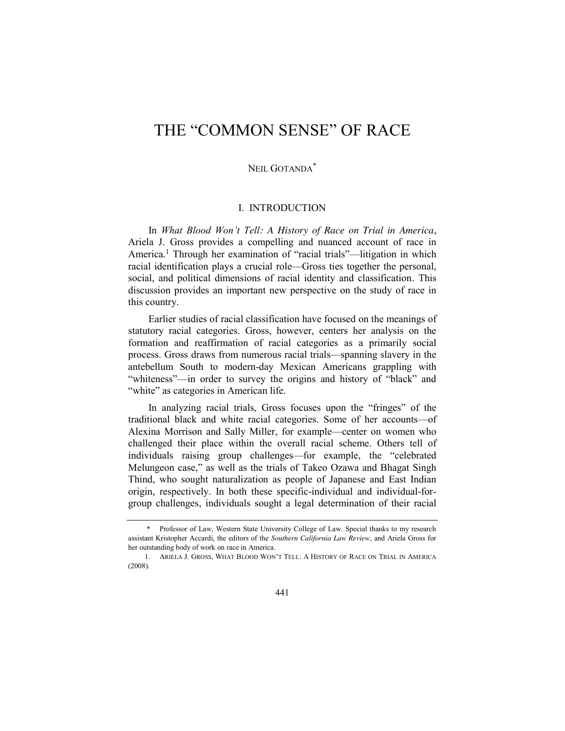# THE "COMMON SENSE" OF RACE

NEIL GOTANDA*

## I. INTRODUCTION

In *What Blood Won't Tell: A History of Race on Trial in America*, Ariela J. Gross provides a compelling and nuanced account of race in America.[1] Through her examination of "racial trials"—litigation in which racial identification plays a crucial role—Gross ties together the personal, social, and political dimensions of racial identity and classification. This discussion provides an important new perspective on the study of race in this country.

Earlier studies of racial classification have focused on the meanings of statutory racial categories. Gross, however, centers her analysis on the formation and reaffirmation of racial categories as a primarily social process. Gross draws from numerous racial trials—spanning slavery in the antebellum South to modern-day Mexican Americans grappling with "whiteness"—in order to survey the origins and history of "black" and "white" as categories in American life.

In analyzing racial trials, Gross focuses upon the "fringes" of the traditional black and white racial categories. Some of her accounts—of Alexina Morrison and Sally Miller, for example—center on women who challenged their place within the overall racial scheme. Others tell of individuals raising group challenges—for example, the "celebrated Melungeon case," as well as the trials of Takeo Ozawa and Bhagat Singh Thind, who sought naturalization as people of Japanese and East Indian origin, respectively. In both these specific-individual and individual-for-group challenges, individuals sought a legal determination of their racial

---

\* Professor of Law, Western State University College of Law. Special thanks to my research assistant Kristopher Accardi, the editors of the *Southern California Law Review*, and Ariela Gross for her outstanding body of work on race in America.

1. ARIELA J. GROSS, WHAT BLOOD WON'T TELL: A HISTORY OF RACE ON TRIAL IN AMERICA (2008).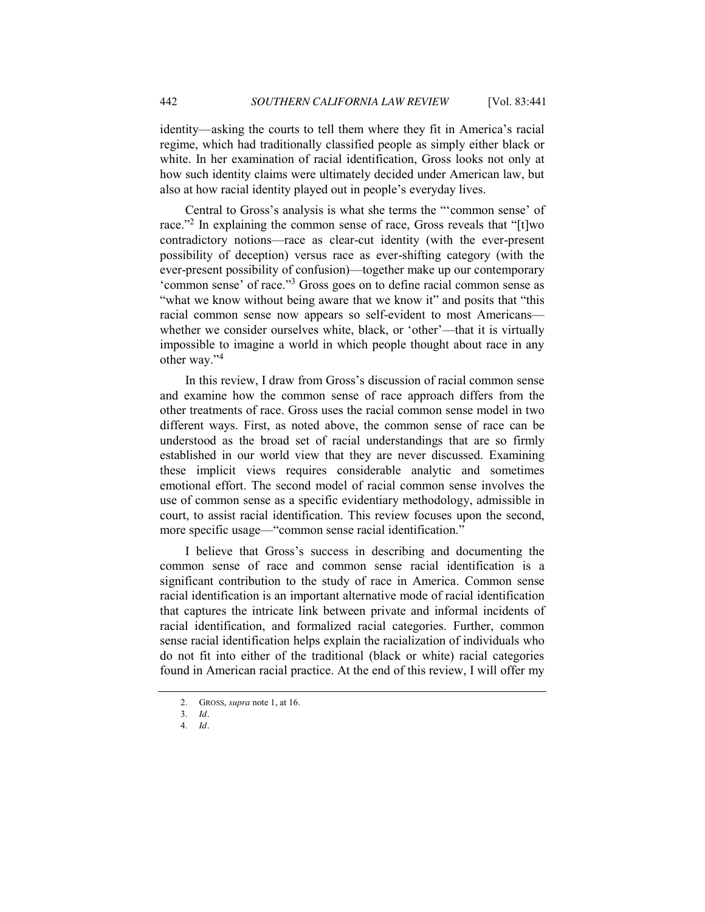identity—asking the courts to tell them where they fit in America's racial regime, which had traditionally classified people as simply either black or white. In her examination of racial identification, Gross looks not only at how such identity claims were ultimately decided under American law, but also at how racial identity played out in people's everyday lives.

Central to Gross's analysis is what she terms the "'common sense' of race."[2] In explaining the common sense of race, Gross reveals that "[t]wo contradictory notions—race as clear-cut identity (with the ever-present possibility of deception) versus race as ever-shifting category (with the ever-present possibility of confusion)—together make up our contemporary 'common sense' of race."[3] Gross goes on to define racial common sense as "what we know without being aware that we know it" and posits that "this racial common sense now appears so self-evident to most Americans—whether we consider ourselves white, black, or 'other'—that it is virtually impossible to imagine a world in which people thought about race in any other way."[4]

In this review, I draw from Gross's discussion of racial common sense and examine how the common sense of race approach differs from the other treatments of race. Gross uses the racial common sense model in two different ways. First, as noted above, the common sense of race can be understood as the broad set of racial understandings that are so firmly established in our world view that they are never discussed. Examining these implicit views requires considerable analytic and sometimes emotional effort. The second model of racial common sense involves the use of common sense as a specific evidentiary methodology, admissible in court, to assist racial identification. This review focuses upon the second, more specific usage—"common sense racial identification."

I believe that Gross's success in describing and documenting the common sense of race and common sense racial identification is a significant contribution to the study of race in America. Common sense racial identification is an important alternative mode of racial identification that captures the intricate link between private and informal incidents of racial identification, and formalized racial categories. Further, common sense racial identification helps explain the racialization of individuals who do not fit into either of the traditional (black or white) racial categories found in American racial practice. At the end of this review, I will offer my

2. GROSS, *supra* note 1, at 16.

3. *Id.*

4. *Id.*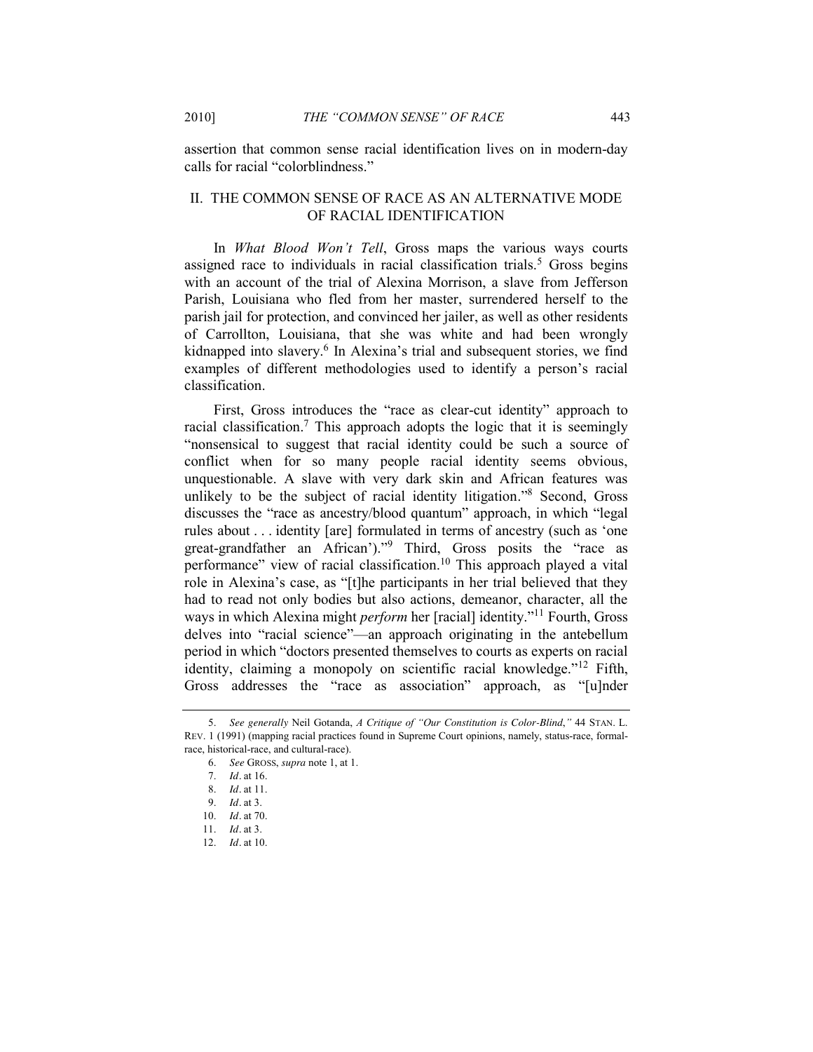assertion that common sense racial identification lives on in modern-day calls for racial "colorblindness."

## II. THE COMMON SENSE OF RACE AS AN ALTERNATIVE MODE OF RACIAL IDENTIFICATION

In *What Blood Won't Tell*, Gross maps the various ways courts assigned race to individuals in racial classification trials.[5] Gross begins with an account of the trial of Alexina Morrison, a slave from Jefferson Parish, Louisiana who fled from her master, surrendered herself to the parish jail for protection, and convinced her jailer, as well as other residents of Carrollton, Louisiana, that she was white and had been wrongly kidnapped into slavery.[6] In Alexina's trial and subsequent stories, we find examples of different methodologies used to identify a person's racial classification.

First, Gross introduces the "race as clear-cut identity" approach to racial classification.[7] This approach adopts the logic that it is seemingly "nonsensical to suggest that racial identity could be such a source of conflict when for so many people racial identity seems obvious, unquestionable. A slave with very dark skin and African features was unlikely to be the subject of racial identity litigation."[8] Second, Gross discusses the "race as ancestry/blood quantum" approach, in which "legal rules about . . . identity [are] formulated in terms of ancestry (such as 'one great-grandfather an African')."[9] Third, Gross posits the "race as performance" view of racial classification.[10] This approach played a vital role in Alexina's case, as "[t]he participants in her trial believed that they had to read not only bodies but also actions, demeanor, character, all the ways in which Alexina might *perform* her [racial] identity."[11] Fourth, Gross delves into "racial science"—an approach originating in the antebellum period in which "doctors presented themselves to courts as experts on racial identity, claiming a monopoly on scientific racial knowledge."[12] Fifth, Gross addresses the "race as association" approach, as "[u]nder

---

5. *See generally* Neil Gotanda, *A Critique of "Our Constitution is Color-Blind*,*"* 44 STAN. L. REV. 1 (1991) (mapping racial practices found in Supreme Court opinions, namely, status-race, formal-race, historical-race, and cultural-race).

6. *See* GROSS, *supra* note 1, at 1.

7. *Id*. at 16.

8. *Id*. at 11.

9. *Id*. at 3.

10. *Id*. at 70.

11. *Id*. at 3.

12. *Id*. at 10.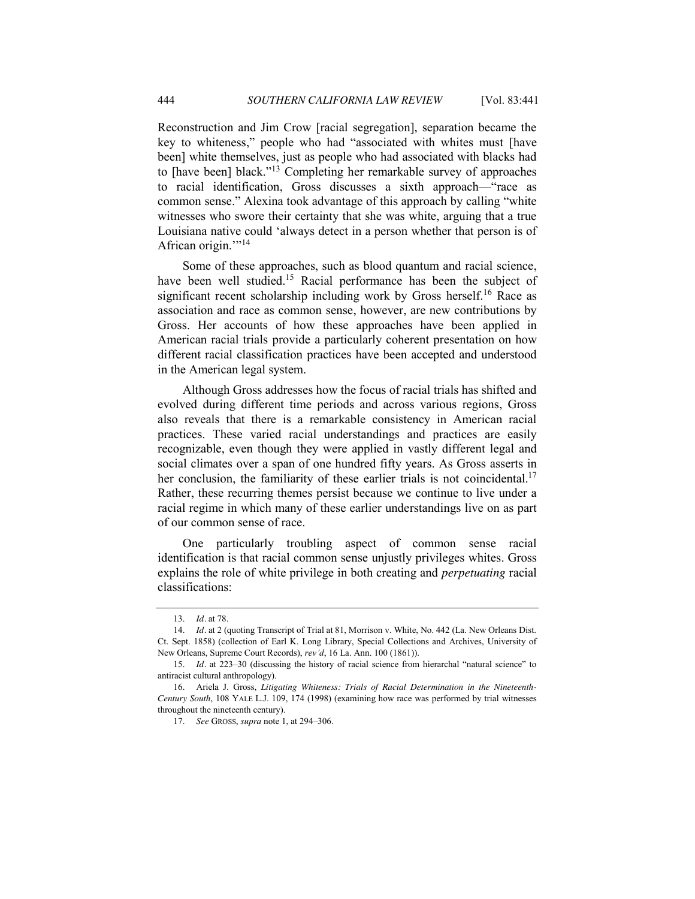Reconstruction and Jim Crow [racial segregation], separation became the key to whiteness," people who had "associated with whites must [have been] white themselves, just as people who had associated with blacks had to [have been] black."[13] Completing her remarkable survey of approaches to racial identification, Gross discusses a sixth approach—"race as common sense." Alexina took advantage of this approach by calling "white witnesses who swore their certainty that she was white, arguing that a true Louisiana native could 'always detect in a person whether that person is of African origin.'"[14]

Some of these approaches, such as blood quantum and racial science, have been well studied.[15] Racial performance has been the subject of significant recent scholarship including work by Gross herself.[16] Race as association and race as common sense, however, are new contributions by Gross. Her accounts of how these approaches have been applied in American racial trials provide a particularly coherent presentation on how different racial classification practices have been accepted and understood in the American legal system.

Although Gross addresses how the focus of racial trials has shifted and evolved during different time periods and across various regions, Gross also reveals that there is a remarkable consistency in American racial practices. These varied racial understandings and practices are easily recognizable, even though they were applied in vastly different legal and social climates over a span of one hundred fifty years. As Gross asserts in her conclusion, the familiarity of these earlier trials is not coincidental.[17] Rather, these recurring themes persist because we continue to live under a racial regime in which many of these earlier understandings live on as part of our common sense of race.

One particularly troubling aspect of common sense racial identification is that racial common sense unjustly privileges whites. Gross explains the role of white privilege in both creating and *perpetuating* racial classifications:

---

13. *Id*. at 78.

14. *Id*. at 2 (quoting Transcript of Trial at 81, Morrison v. White, No. 442 (La. New Orleans Dist. Ct. Sept. 1858) (collection of Earl K. Long Library, Special Collections and Archives, University of New Orleans, Supreme Court Records), *rev'd*, 16 La. Ann. 100 (1861)).

15. *Id*. at 223–30 (discussing the history of racial science from hierarchal "natural science" to antiracist cultural anthropology).

16. Ariela J. Gross, *Litigating Whiteness: Trials of Racial Determination in the Nineteenth-Century South*, 108 YALE L.J. 109, 174 (1998) (examining how race was performed by trial witnesses throughout the nineteenth century).

17. *See* GROSS, *supra* note 1, at 294–306.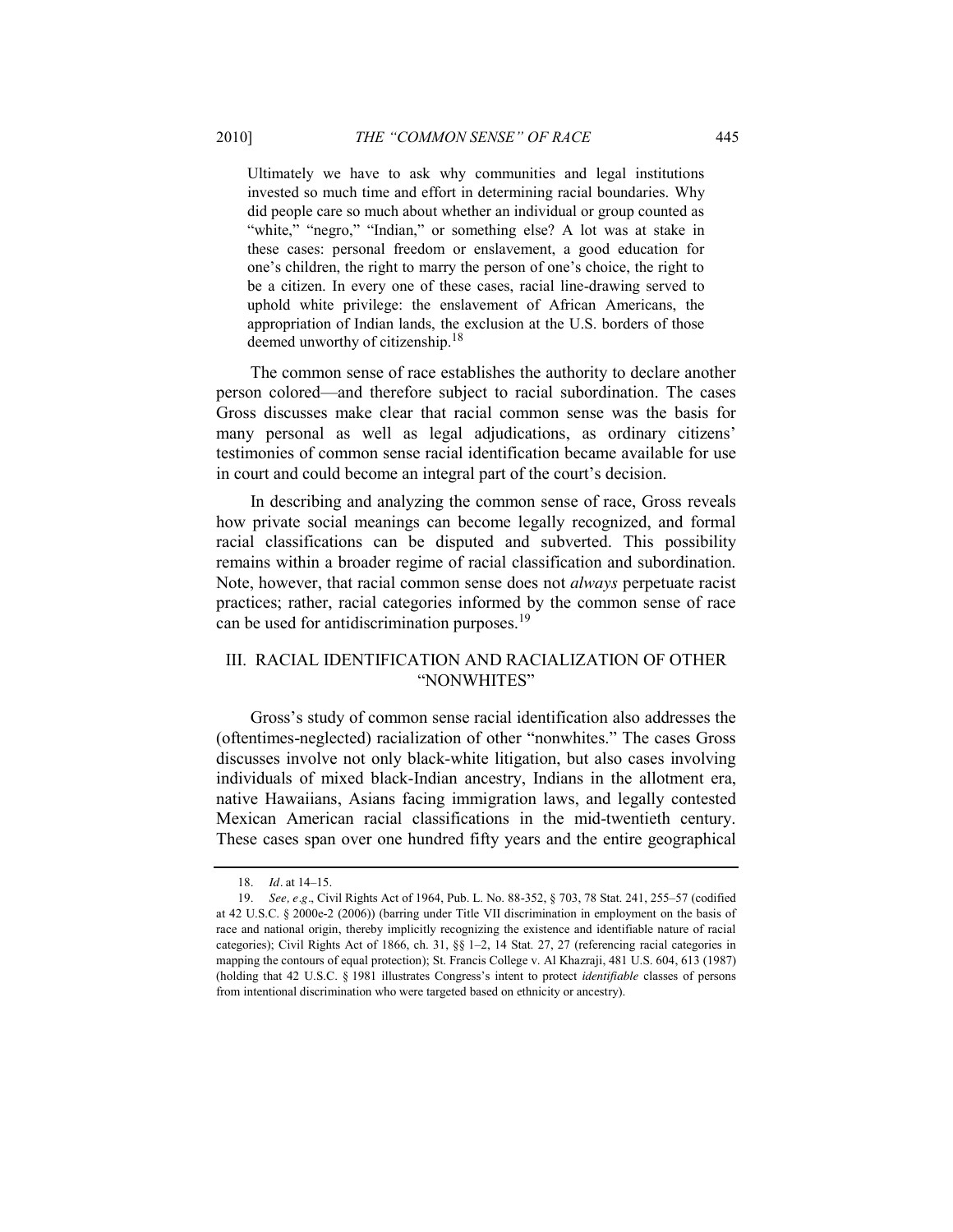> Ultimately we have to ask why communities and legal institutions invested so much time and effort in determining racial boundaries. Why did people care so much about whether an individual or group counted as "white," "negro," "Indian," or something else? A lot was at stake in these cases: personal freedom or enslavement, a good education for one's children, the right to marry the person of one's choice, the right to be a citizen. In every one of these cases, racial line-drawing served to uphold white privilege: the enslavement of African Americans, the appropriation of Indian lands, the exclusion at the U.S. borders of those deemed unworthy of citizenship.[18]

The common sense of race establishes the authority to declare another person colored—and therefore subject to racial subordination. The cases Gross discusses make clear that racial common sense was the basis for many personal as well as legal adjudications, as ordinary citizens' testimonies of common sense racial identification became available for use in court and could become an integral part of the court's decision.

In describing and analyzing the common sense of race, Gross reveals how private social meanings can become legally recognized, and formal racial classifications can be disputed and subverted. This possibility remains within a broader regime of racial classification and subordination. Note, however, that racial common sense does not *always* perpetuate racist practices; rather, racial categories informed by the common sense of race can be used for antidiscrimination purposes.[19]

## III. RACIAL IDENTIFICATION AND RACIALIZATION OF OTHER "NONWHITES"

Gross's study of common sense racial identification also addresses the (oftentimes-neglected) racialization of other "nonwhites." The cases Gross discusses involve not only black-white litigation, but also cases involving individuals of mixed black-Indian ancestry, Indians in the allotment era, native Hawaiians, Asians facing immigration laws, and legally contested Mexican American racial classifications in the mid-twentieth century. These cases span over one hundred fifty years and the entire geographical

---

18. *Id*. at 14–15.

19. *See, e.g*., Civil Rights Act of 1964, Pub. L. No. 88-352, § 703, 78 Stat. 241, 255–57 (codified at 42 U.S.C. § 2000e-2 (2006)) (barring under Title VII discrimination in employment on the basis of race and national origin, thereby implicitly recognizing the existence and identifiable nature of racial categories); Civil Rights Act of 1866, ch. 31, §§ 1–2, 14 Stat. 27, 27 (referencing racial categories in mapping the contours of equal protection); St. Francis College v. Al Khazraji, 481 U.S. 604, 613 (1987) (holding that 42 U.S.C. § 1981 illustrates Congress's intent to protect *identifiable* classes of persons from intentional discrimination who were targeted based on ethnicity or ancestry).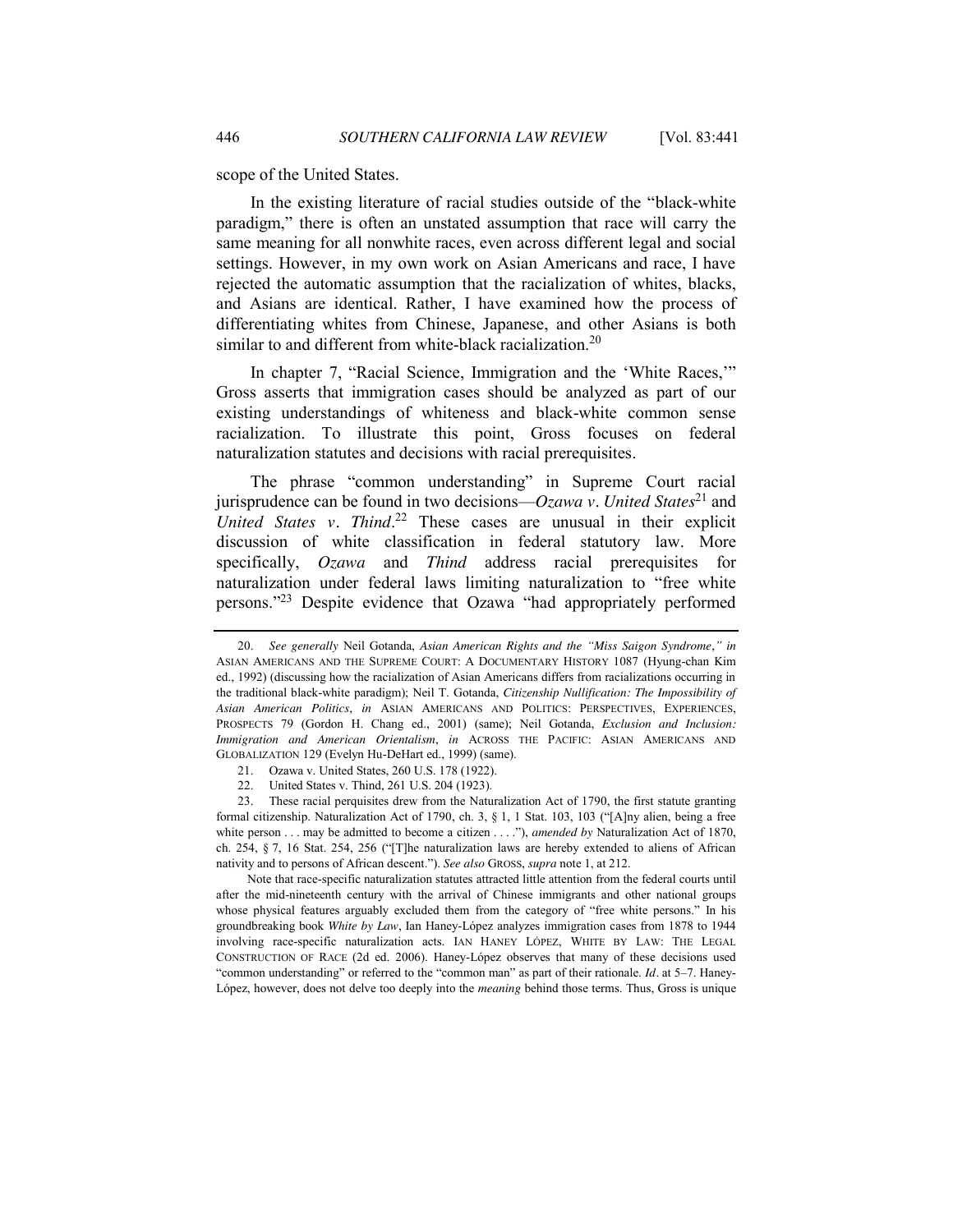scope of the United States.

In the existing literature of racial studies outside of the "black-white paradigm," there is often an unstated assumption that race will carry the same meaning for all nonwhite races, even across different legal and social settings. However, in my own work on Asian Americans and race, I have rejected the automatic assumption that the racialization of whites, blacks, and Asians are identical. Rather, I have examined how the process of differentiating whites from Chinese, Japanese, and other Asians is both similar to and different from white-black racialization.[20]

In chapter 7, "Racial Science, Immigration and the 'White Races,'" Gross asserts that immigration cases should be analyzed as part of our existing understandings of whiteness and black-white common sense racialization. To illustrate this point, Gross focuses on federal naturalization statutes and decisions with racial prerequisites.

The phrase "common understanding" in Supreme Court racial jurisprudence can be found in two decisions—*Ozawa v. United States*[21] and *United States v. Thind*.[22] These cases are unusual in their explicit discussion of white classification in federal statutory law. More specifically, *Ozawa* and *Thind* address racial prerequisites for naturalization under federal laws limiting naturalization to "free white persons."[23] Despite evidence that Ozawa "had appropriately performed

---

20. *See generally* Neil Gotanda, *Asian American Rights and the "Miss Saigon Syndrome*,*" in* ASIAN AMERICANS AND THE SUPREME COURT: A DOCUMENTARY HISTORY 1087 (Hyung-chan Kim ed., 1992) (discussing how the racialization of Asian Americans differs from racializations occurring in the traditional black-white paradigm); Neil T. Gotanda, *Citizenship Nullification: The Impossibility of Asian American Politics*, *in* ASIAN AMERICANS AND POLITICS: PERSPECTIVES, EXPERIENCES, PROSPECTS 79 (Gordon H. Chang ed., 2001) (same); Neil Gotanda, *Exclusion and Inclusion: Immigration and American Orientalism*, *in* ACROSS THE PACIFIC: ASIAN AMERICANS AND GLOBALIZATION 129 (Evelyn Hu-DeHart ed., 1999) (same).

21. Ozawa v. United States, 260 U.S. 178 (1922).

22. United States v. Thind, 261 U.S. 204 (1923).

23. These racial perquisites drew from the Naturalization Act of 1790, the first statute granting formal citizenship. Naturalization Act of 1790, ch. 3, § 1, 1 Stat. 103, 103 ("[A]ny alien, being a free white person . . . may be admitted to become a citizen . . . ."), *amended by* Naturalization Act of 1870, ch. 254, § 7, 16 Stat. 254, 256 ("[T]he naturalization laws are hereby extended to aliens of African nativity and to persons of African descent."). *See also* GROSS, *supra* note 1, at 212.

Note that race-specific naturalization statutes attracted little attention from the federal courts until after the mid-nineteenth century with the arrival of Chinese immigrants and other national groups whose physical features arguably excluded them from the category of "free white persons." In his groundbreaking book *White by Law*, Ian Haney-López analyzes immigration cases from 1878 to 1944 involving race-specific naturalization acts. IAN HANEY LÓPEZ, WHITE BY LAW: THE LEGAL CONSTRUCTION OF RACE (2d ed. 2006). Haney-López observes that many of these decisions used "common understanding" or referred to the "common man" as part of their rationale. *Id*. at 5–7. Haney-López, however, does not delve too deeply into the *meaning* behind those terms. Thus, Gross is unique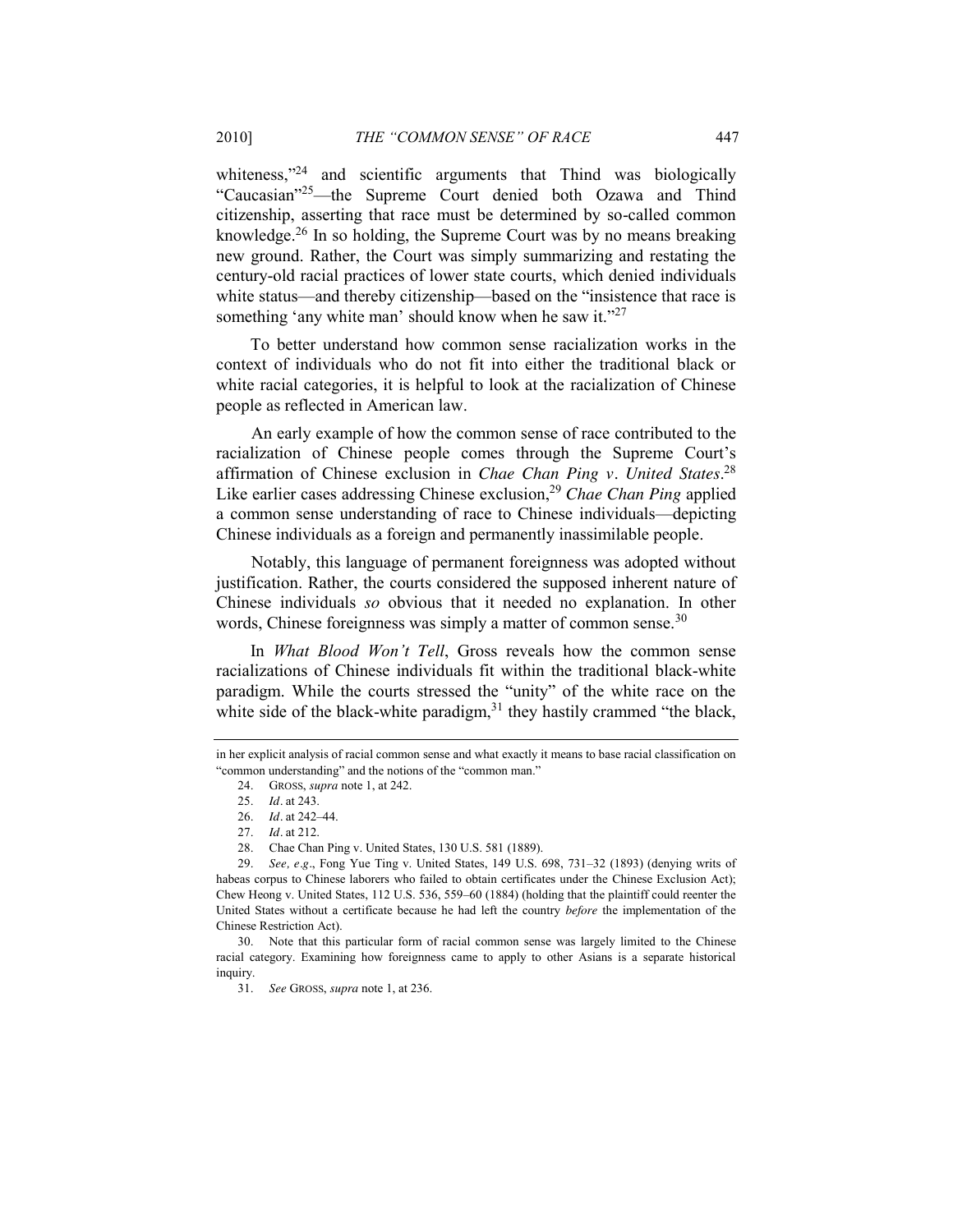whiteness,"[24] and scientific arguments that Thind was biologically "Caucasian"[25]—the Supreme Court denied both Ozawa and Thind citizenship, asserting that race must be determined by so-called common knowledge.[26] In so holding, the Supreme Court was by no means breaking new ground. Rather, the Court was simply summarizing and restating the century-old racial practices of lower state courts, which denied individuals white status—and thereby citizenship—based on the "insistence that race is something 'any white man' should know when he saw it."[27]

To better understand how common sense racialization works in the context of individuals who do not fit into either the traditional black or white racial categories, it is helpful to look at the racialization of Chinese people as reflected in American law.

An early example of how the common sense of race contributed to the racialization of Chinese people comes through the Supreme Court's affirmation of Chinese exclusion in *Chae Chan Ping v. United States*.[28] Like earlier cases addressing Chinese exclusion,[29] *Chae Chan Ping* applied a common sense understanding of race to Chinese individuals—depicting Chinese individuals as a foreign and permanently inassimilable people.

Notably, this language of permanent foreignness was adopted without justification. Rather, the courts considered the supposed inherent nature of Chinese individuals *so* obvious that it needed no explanation. In other words, Chinese foreignness was simply a matter of common sense.[30]

In *What Blood Won't Tell*, Gross reveals how the common sense racializations of Chinese individuals fit within the traditional black-white paradigm. While the courts stressed the "unity" of the white race on the white side of the black-white paradigm,[31] they hastily crammed "the black,

---

in her explicit analysis of racial common sense and what exactly it means to base racial classification on "common understanding" and the notions of the "common man."

24. GROSS, *supra* note 1, at 242.

25. *Id*. at 243.

26. *Id*. at 242–44.

27. *Id*. at 212.

28. Chae Chan Ping v. United States, 130 U.S. 581 (1889).

29. *See, e.g*., Fong Yue Ting v. United States, 149 U.S. 698, 731–32 (1893) (denying writs of habeas corpus to Chinese laborers who failed to obtain certificates under the Chinese Exclusion Act); Chew Heong v. United States, 112 U.S. 536, 559–60 (1884) (holding that the plaintiff could reenter the United States without a certificate because he had left the country *before* the implementation of the Chinese Restriction Act).

30. Note that this particular form of racial common sense was largely limited to the Chinese racial category. Examining how foreignness came to apply to other Asians is a separate historical inquiry.

31. *See* GROSS, *supra* note 1, at 236.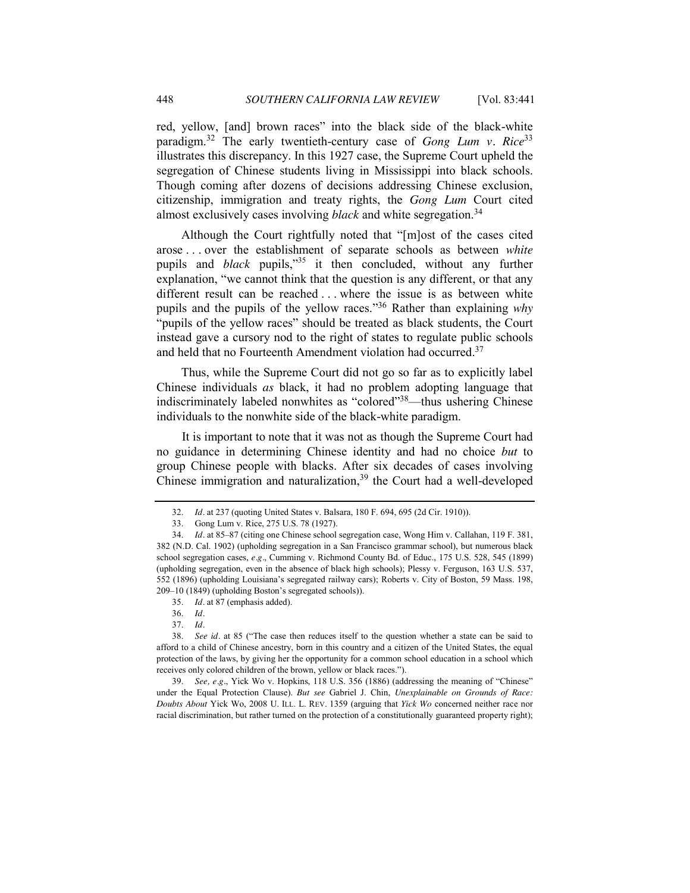red, yellow, [and] brown races" into the black side of the black-white paradigm.[32] The early twentieth-century case of *Gong Lum v. Rice*[33] illustrates this discrepancy. In this 1927 case, the Supreme Court upheld the segregation of Chinese students living in Mississippi into black schools. Though coming after dozens of decisions addressing Chinese exclusion, citizenship, immigration and treaty rights, the *Gong Lum* Court cited almost exclusively cases involving *black* and white segregation.[34]

Although the Court rightfully noted that "[m]ost of the cases cited arose . . . over the establishment of separate schools as between *white* pupils and *black* pupils,"[35] it then concluded, without any further explanation, "we cannot think that the question is any different, or that any different result can be reached . . . where the issue is as between white pupils and the pupils of the yellow races."[36] Rather than explaining *why* "pupils of the yellow races" should be treated as black students, the Court instead gave a cursory nod to the right of states to regulate public schools and held that no Fourteenth Amendment violation had occurred.[37]

Thus, while the Supreme Court did not go so far as to explicitly label Chinese individuals *as* black, it had no problem adopting language that indiscriminately labeled nonwhites as "colored"[38]—thus ushering Chinese individuals to the nonwhite side of the black-white paradigm.

It is important to note that it was not as though the Supreme Court had no guidance in determining Chinese identity and had no choice *but* to group Chinese people with blacks. After six decades of cases involving Chinese immigration and naturalization,[39] the Court had a well-developed

---

32. *Id*. at 237 (quoting United States v. Balsara, 180 F. 694, 695 (2d Cir. 1910)).

33. Gong Lum v. Rice, 275 U.S. 78 (1927).

34. *Id*. at 85–87 (citing one Chinese school segregation case, Wong Him v. Callahan, 119 F. 381, 382 (N.D. Cal. 1902) (upholding segregation in a San Francisco grammar school), but numerous black school segregation cases, *e.g*., Cumming v. Richmond County Bd. of Educ., 175 U.S. 528, 545 (1899) (upholding segregation, even in the absence of black high schools); Plessy v. Ferguson, 163 U.S. 537, 552 (1896) (upholding Louisiana's segregated railway cars); Roberts v. City of Boston, 59 Mass. 198, 209–10 (1849) (upholding Boston's segregated schools)).

35. *Id*. at 87 (emphasis added).

36. *Id*.

37. *Id*.

38. *See id*. at 85 ("The case then reduces itself to the question whether a state can be said to afford to a child of Chinese ancestry, born in this country and a citizen of the United States, the equal protection of the laws, by giving her the opportunity for a common school education in a school which receives only colored children of the brown, yellow or black races.").

39. *See, e.g*., Yick Wo v. Hopkins, 118 U.S. 356 (1886) (addressing the meaning of "Chinese" under the Equal Protection Clause). *But see* Gabriel J. Chin, *Unexplainable on Grounds of Race: Doubts About* Yick Wo, 2008 U. ILL. L. REV. 1359 (arguing that *Yick Wo* concerned neither race nor racial discrimination, but rather turned on the protection of a constitutionally guaranteed property right);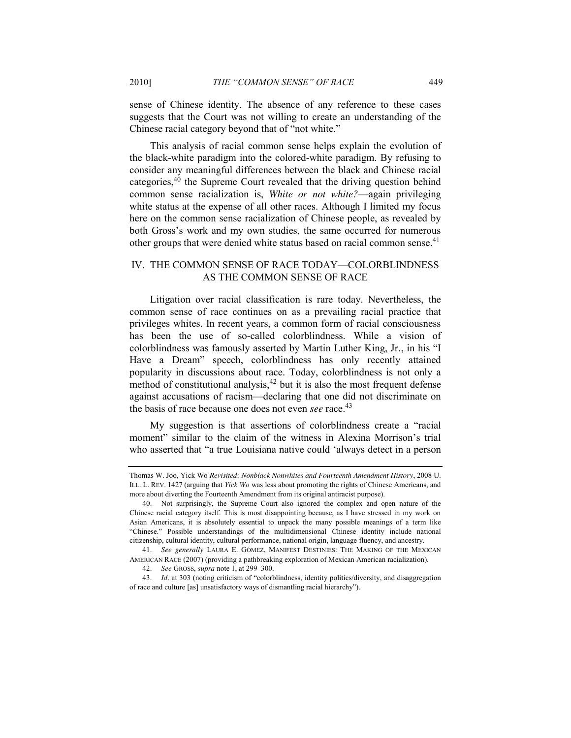sense of Chinese identity. The absence of any reference to these cases suggests that the Court was not willing to create an understanding of the Chinese racial category beyond that of "not white."

This analysis of racial common sense helps explain the evolution of the black-white paradigm into the colored-white paradigm. By refusing to consider any meaningful differences between the black and Chinese racial categories,[40] the Supreme Court revealed that the driving question behind common sense racialization is, *White or not white?*—again privileging white status at the expense of all other races. Although I limited my focus here on the common sense racialization of Chinese people, as revealed by both Gross's work and my own studies, the same occurred for numerous other groups that were denied white status based on racial common sense.[41]

## IV. THE COMMON SENSE OF RACE TODAY—COLORBLINDNESS AS THE COMMON SENSE OF RACE

Litigation over racial classification is rare today. Nevertheless, the common sense of race continues on as a prevailing racial practice that privileges whites. In recent years, a common form of racial consciousness has been the use of so-called colorblindness. While a vision of colorblindness was famously asserted by Martin Luther King, Jr., in his "I Have a Dream" speech, colorblindness has only recently attained popularity in discussions about race. Today, colorblindness is not only a method of constitutional analysis,[42] but it is also the most frequent defense against accusations of racism—declaring that one did not discriminate on the basis of race because one does not even *see* race.[43]

My suggestion is that assertions of colorblindness create a "racial moment" similar to the claim of the witness in Alexina Morrison's trial who asserted that "a true Louisiana native could 'always detect in a person

---

Thomas W. Joo, Yick Wo *Revisited: Nonblack Nonwhites and Fourteenth Amendment History*, 2008 U. ILL. L. REV. 1427 (arguing that *Yick Wo* was less about promoting the rights of Chinese Americans, and more about diverting the Fourteenth Amendment from its original antiracist purpose).

40. Not surprisingly, the Supreme Court also ignored the complex and open nature of the Chinese racial category itself. This is most disappointing because, as I have stressed in my work on Asian Americans, it is absolutely essential to unpack the many possible meanings of a term like "Chinese." Possible understandings of the multidimensional Chinese identity include national citizenship, cultural identity, cultural performance, national origin, language fluency, and ancestry.

41. *See generally* LAURA E. GÓMEZ, MANIFEST DESTINIES: THE MAKING OF THE MEXICAN AMERICAN RACE (2007) (providing a pathbreaking exploration of Mexican American racialization).

42. *See* GROSS, *supra* note 1, at 299–300.

43. *Id*. at 303 (noting criticism of "colorblindness, identity politics/diversity, and disaggregation of race and culture [as] unsatisfactory ways of dismantling racial hierarchy").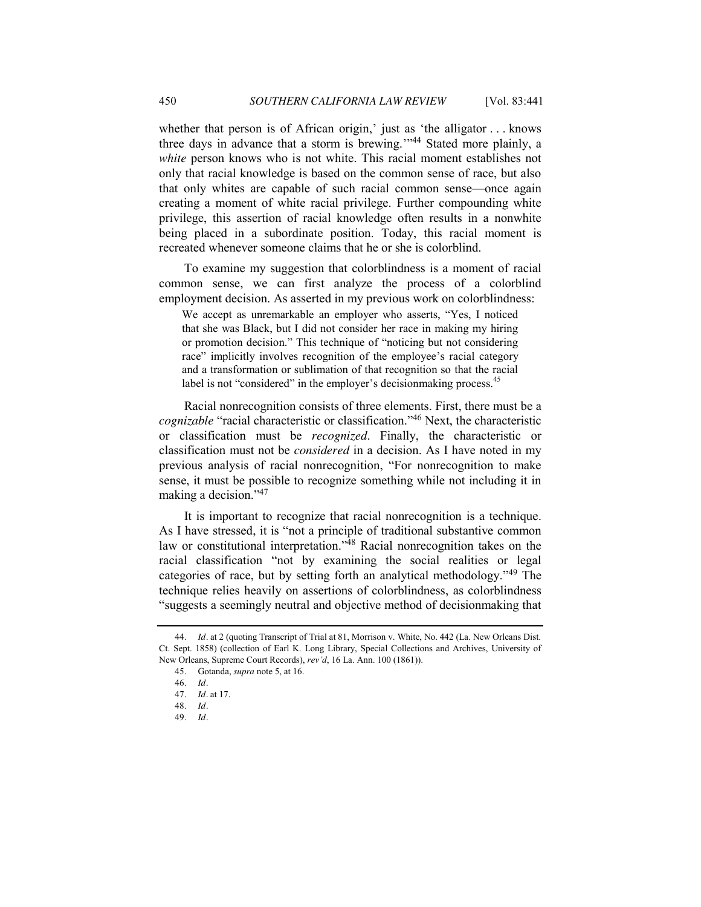whether that person is of African origin,' just as 'the alligator . . . knows three days in advance that a storm is brewing.'"[44] Stated more plainly, a *white* person knows who is not white. This racial moment establishes not only that racial knowledge is based on the common sense of race, but also that only whites are capable of such racial common sense—once again creating a moment of white racial privilege. Further compounding white privilege, this assertion of racial knowledge often results in a nonwhite being placed in a subordinate position. Today, this racial moment is recreated whenever someone claims that he or she is colorblind.

To examine my suggestion that colorblindness is a moment of racial common sense, we can first analyze the process of a colorblind employment decision. As asserted in my previous work on colorblindness:

> We accept as unremarkable an employer who asserts, "Yes, I noticed that she was Black, but I did not consider her race in making my hiring or promotion decision." This technique of "noticing but not considering race" implicitly involves recognition of the employee's racial category and a transformation or sublimation of that recognition so that the racial label is not "considered" in the employer's decisionmaking process.[45]

Racial nonrecognition consists of three elements. First, there must be a *cognizable* "racial characteristic or classification."[46] Next, the characteristic or classification must be *recognized*. Finally, the characteristic or classification must not be *considered* in a decision. As I have noted in my previous analysis of racial nonrecognition, "For nonrecognition to make sense, it must be possible to recognize something while not including it in making a decision."[47]

It is important to recognize that racial nonrecognition is a technique. As I have stressed, it is "not a principle of traditional substantive common law or constitutional interpretation."[48] Racial nonrecognition takes on the racial classification "not by examining the social realities or legal categories of race, but by setting forth an analytical methodology."[49] The technique relies heavily on assertions of colorblindness, as colorblindness "suggests a seemingly neutral and objective method of decisionmaking that

---

44. *Id*. at 2 (quoting Transcript of Trial at 81, Morrison v. White, No. 442 (La. New Orleans Dist. Ct. Sept. 1858) (collection of Earl K. Long Library, Special Collections and Archives, University of New Orleans, Supreme Court Records), *rev'd*, 16 La. Ann. 100 (1861)).

45. Gotanda, *supra* note 5, at 16.

46. *Id*.

47. *Id*. at 17.

48. *Id*.

49. *Id*.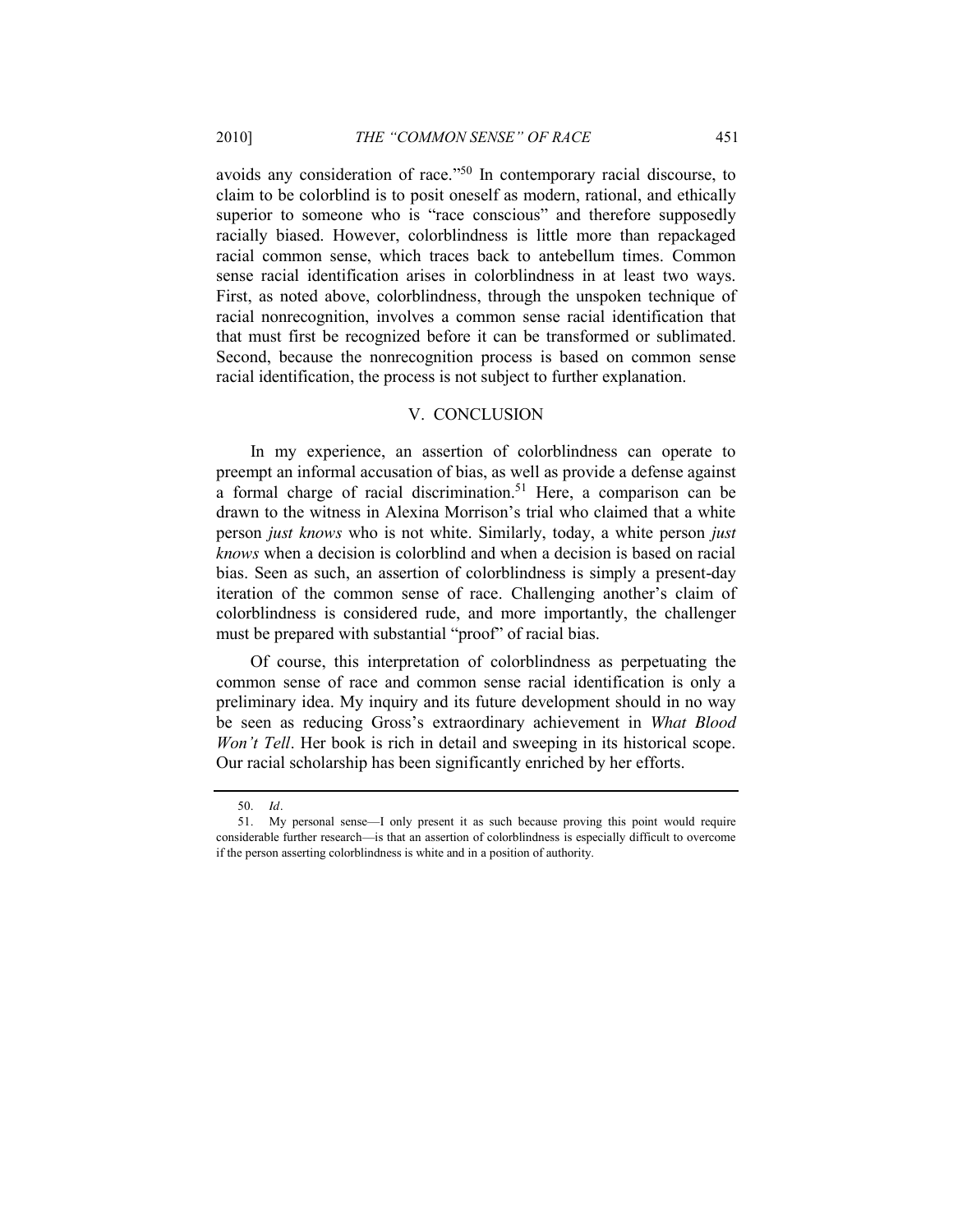avoids any consideration of race."[50] In contemporary racial discourse, to claim to be colorblind is to posit oneself as modern, rational, and ethically superior to someone who is "race conscious" and therefore supposedly racially biased. However, colorblindness is little more than repackaged racial common sense, which traces back to antebellum times. Common sense racial identification arises in colorblindness in at least two ways. First, as noted above, colorblindness, through the unspoken technique of racial nonrecognition, involves a common sense racial identification that that must first be recognized before it can be transformed or sublimated. Second, because the nonrecognition process is based on common sense racial identification, the process is not subject to further explanation.

## V. CONCLUSION

In my experience, an assertion of colorblindness can operate to preempt an informal accusation of bias, as well as provide a defense against a formal charge of racial discrimination.[51] Here, a comparison can be drawn to the witness in Alexina Morrison's trial who claimed that a white person *just knows* who is not white. Similarly, today, a white person *just knows* when a decision is colorblind and when a decision is based on racial bias. Seen as such, an assertion of colorblindness is simply a present-day iteration of the common sense of race. Challenging another's claim of colorblindness is considered rude, and more importantly, the challenger must be prepared with substantial "proof" of racial bias.

Of course, this interpretation of colorblindness as perpetuating the common sense of race and common sense racial identification is only a preliminary idea. My inquiry and its future development should in no way be seen as reducing Gross's extraordinary achievement in *What Blood Won't Tell*. Her book is rich in detail and sweeping in its historical scope. Our racial scholarship has been significantly enriched by her efforts.

---

50. *Id*.

51. My personal sense—I only present it as such because proving this point would require considerable further research—is that an assertion of colorblindness is especially difficult to overcome if the person asserting colorblindness is white and in a position of authority.